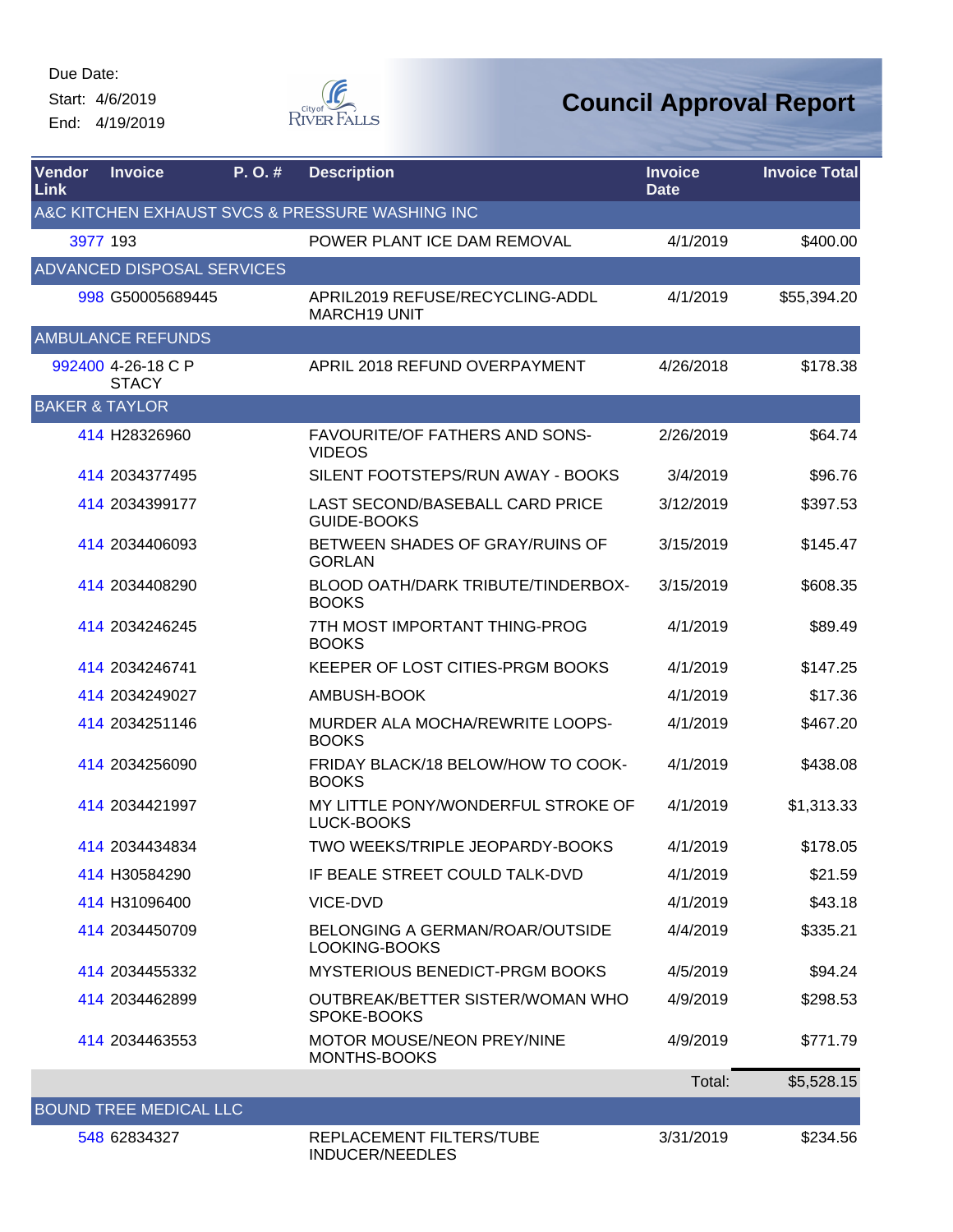Due Date:
Start: 4/6/2019
End: 4/19/2019

City of River Falls

# Council Approval Report

| Vendor Link | Invoice | P. O. # | Description | Invoice Date | Invoice Total |
|---|---|---|---|---|---|
| **A&C KITCHEN EXHAUST SVCS & PRESSURE WASHING INC** | | | | | |
| 3977 | 193 | | POWER PLANT ICE DAM REMOVAL | 4/1/2019 | $400.00 |
| **ADVANCED DISPOSAL SERVICES** | | | | | |
| 998 | G50005689445 | | APRIL2019 REFUSE/RECYCLING-ADDL MARCH19 UNIT | 4/1/2019 | $55,394.20 |
| **AMBULANCE REFUNDS** | | | | | |
| 992400 | 4-26-18 C P STACY | | APRIL 2018 REFUND OVERPAYMENT | 4/26/2018 | $178.38 |
| **BAKER & TAYLOR** | | | | | |
| 414 | H28326960 | | FAVOURITE/OF FATHERS AND SONS-VIDEOS | 2/26/2019 | $64.74 |
| 414 | 2034377495 | | SILENT FOOTSTEPS/RUN AWAY - BOOKS | 3/4/2019 | $96.76 |
| 414 | 2034399177 | | LAST SECOND/BASEBALL CARD PRICE GUIDE-BOOKS | 3/12/2019 | $397.53 |
| 414 | 2034406093 | | BETWEEN SHADES OF GRAY/RUINS OF GORLAN | 3/15/2019 | $145.47 |
| 414 | 2034408290 | | BLOOD OATH/DARK TRIBUTE/TINDERBOX-BOOKS | 3/15/2019 | $608.35 |
| 414 | 2034246245 | | 7TH MOST IMPORTANT THING-PROG BOOKS | 4/1/2019 | $89.49 |
| 414 | 2034246741 | | KEEPER OF LOST CITIES-PRGM BOOKS | 4/1/2019 | $147.25 |
| 414 | 2034249027 | | AMBUSH-BOOK | 4/1/2019 | $17.36 |
| 414 | 2034251146 | | MURDER ALA MOCHA/REWRITE LOOPS-BOOKS | 4/1/2019 | $467.20 |
| 414 | 2034256090 | | FRIDAY BLACK/18 BELOW/HOW TO COOK-BOOKS | 4/1/2019 | $438.08 |
| 414 | 2034421997 | | MY LITTLE PONY/WONDERFUL STROKE OF LUCK-BOOKS | 4/1/2019 | $1,313.33 |
| 414 | 2034434834 | | TWO WEEKS/TRIPLE JEOPARDY-BOOKS | 4/1/2019 | $178.05 |
| 414 | H30584290 | | IF BEALE STREET COULD TALK-DVD | 4/1/2019 | $21.59 |
| 414 | H31096400 | | VICE-DVD | 4/1/2019 | $43.18 |
| 414 | 2034450709 | | BELONGING A GERMAN/ROAR/OUTSIDE LOOKING-BOOKS | 4/4/2019 | $335.21 |
| 414 | 2034455332 | | MYSTERIOUS BENEDICT-PRGM BOOKS | 4/5/2019 | $94.24 |
| 414 | 2034462899 | | OUTBREAK/BETTER SISTER/WOMAN WHO SPOKE-BOOKS | 4/9/2019 | $298.53 |
| 414 | 2034463553 | | MOTOR MOUSE/NEON PREY/NINE MONTHS-BOOKS | 4/9/2019 | $771.79 |
| | | | | Total: | $5,528.15 |
| **BOUND TREE MEDICAL LLC** | | | | | |
| 548 | 62834327 | | REPLACEMENT FILTERS/TUBE INDUCER/NEEDLES | 3/31/2019 | $234.56 |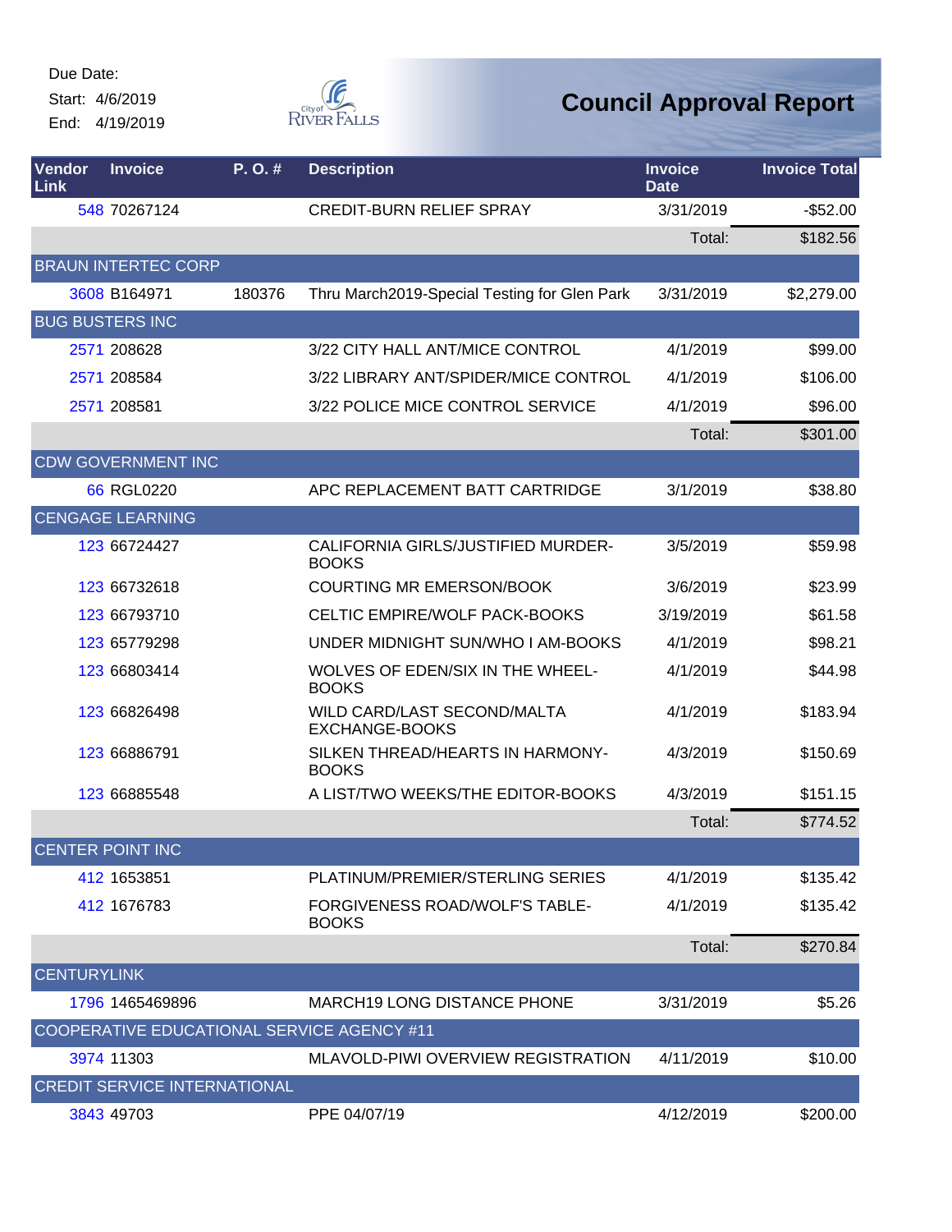Due Date:
Start: 4/6/2019
End: 4/19/2019

# Council Approval Report

| Vendor Link | Invoice | P. O. # | Description | Invoice Date | Invoice Total |
|---|---|---|---|---|---|
| 548 | 70267124 | | CREDIT-BURN RELIEF SPRAY | 3/31/2019 | -$52.00 |
| | | | | Total: | $182.56 |
| BRAUN INTERTEC CORP | | | | | |
| 3608 | B164971 | 180376 | Thru March2019-Special Testing for Glen Park | 3/31/2019 | $2,279.00 |
| BUG BUSTERS INC | | | | | |
| 2571 | 208628 | | 3/22 CITY HALL ANT/MICE CONTROL | 4/1/2019 | $99.00 |
| 2571 | 208584 | | 3/22 LIBRARY ANT/SPIDER/MICE CONTROL | 4/1/2019 | $106.00 |
| 2571 | 208581 | | 3/22 POLICE MICE CONTROL SERVICE | 4/1/2019 | $96.00 |
| | | | | Total: | $301.00 |
| CDW GOVERNMENT INC | | | | | |
| 66 | RGL0220 | | APC REPLACEMENT BATT CARTRIDGE | 3/1/2019 | $38.80 |
| CENGAGE LEARNING | | | | | |
| 123 | 66724427 | | CALIFORNIA GIRLS/JUSTIFIED MURDER-BOOKS | 3/5/2019 | $59.98 |
| 123 | 66732618 | | COURTING MR EMERSON/BOOK | 3/6/2019 | $23.99 |
| 123 | 66793710 | | CELTIC EMPIRE/WOLF PACK-BOOKS | 3/19/2019 | $61.58 |
| 123 | 65779298 | | UNDER MIDNIGHT SUN/WHO I AM-BOOKS | 4/1/2019 | $98.21 |
| 123 | 66803414 | | WOLVES OF EDEN/SIX IN THE WHEEL-BOOKS | 4/1/2019 | $44.98 |
| 123 | 66826498 | | WILD CARD/LAST SECOND/MALTA EXCHANGE-BOOKS | 4/1/2019 | $183.94 |
| 123 | 66886791 | | SILKEN THREAD/HEARTS IN HARMONY-BOOKS | 4/3/2019 | $150.69 |
| 123 | 66885548 | | A LIST/TWO WEEKS/THE EDITOR-BOOKS | 4/3/2019 | $151.15 |
| | | | | Total: | $774.52 |
| CENTER POINT INC | | | | | |
| 412 | 1653851 | | PLATINUM/PREMIER/STERLING SERIES | 4/1/2019 | $135.42 |
| 412 | 1676783 | | FORGIVENESS ROAD/WOLF'S TABLE-BOOKS | 4/1/2019 | $135.42 |
| | | | | Total: | $270.84 |
| CENTURYLINK | | | | | |
| 1796 | 1465469896 | | MARCH19 LONG DISTANCE PHONE | 3/31/2019 | $5.26 |
| COOPERATIVE EDUCATIONAL SERVICE AGENCY #11 | | | | | |
| 3974 | 11303 | | MLAVOLD-PIWI OVERVIEW REGISTRATION | 4/11/2019 | $10.00 |
| CREDIT SERVICE INTERNATIONAL | | | | | |
| 3843 | 49703 | | PPE 04/07/19 | 4/12/2019 | $200.00 |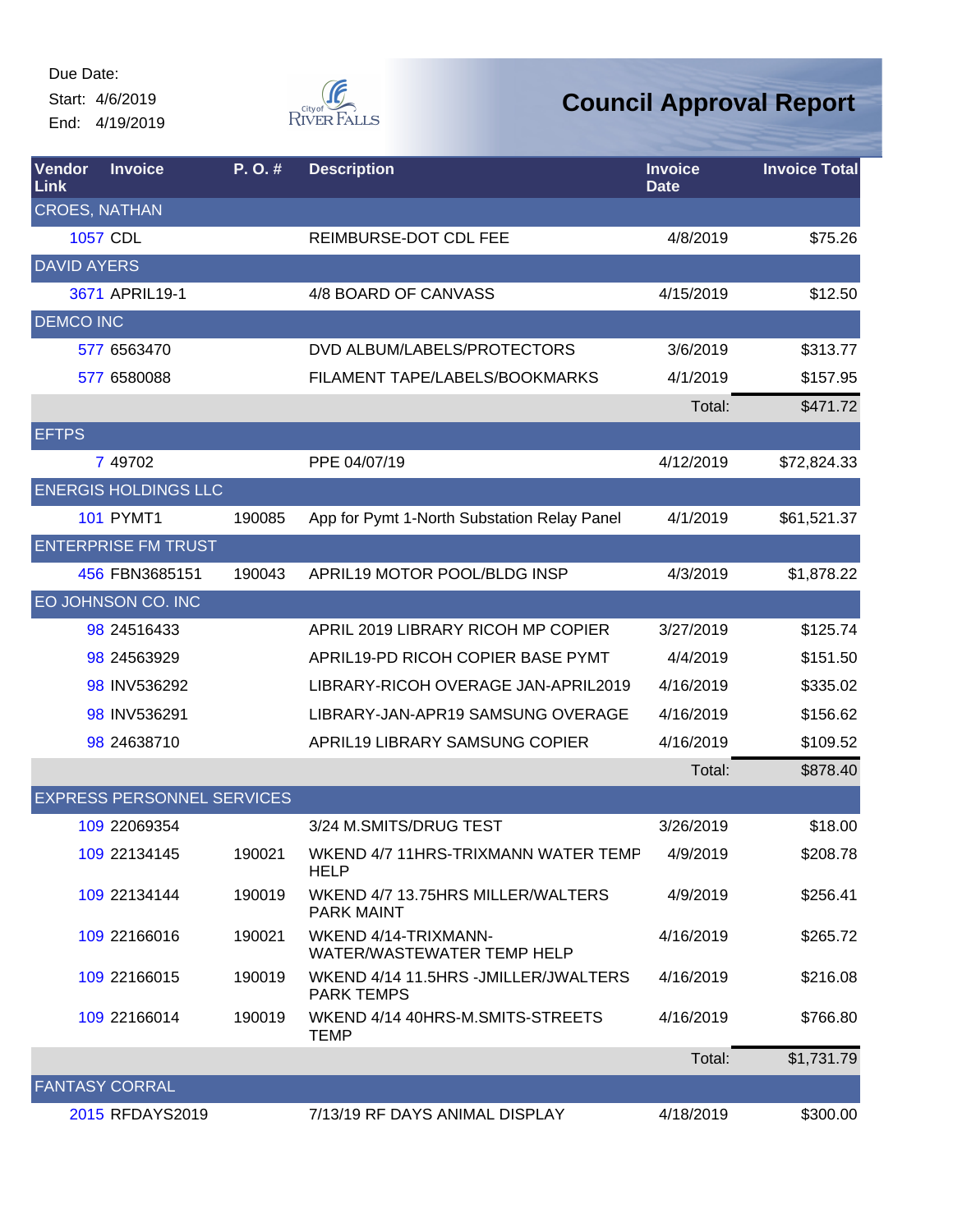Due Date:
Start: 4/6/2019
End: 4/19/2019

City of River Falls

# Council Approval Report

| Vendor Link | Invoice | P. O. # | Description | Invoice Date | Invoice Total |
|---|---|---|---|---|---|
| CROES, NATHAN | | | | | |
| 1057 | CDL | | REIMBURSE-DOT CDL FEE | 4/8/2019 | $75.26 |
| DAVID AYERS | | | | | |
| 3671 | APRIL19-1 | | 4/8 BOARD OF CANVASS | 4/15/2019 | $12.50 |
| DEMCO INC | | | | | |
| 577 | 6563470 | | DVD ALBUM/LABELS/PROTECTORS | 3/6/2019 | $313.77 |
| 577 | 6580088 | | FILAMENT TAPE/LABELS/BOOKMARKS | 4/1/2019 | $157.95 |
| | | | | Total: | $471.72 |
| EFTPS | | | | | |
| 7 | 49702 | | PPE 04/07/19 | 4/12/2019 | $72,824.33 |
| ENERGIS HOLDINGS LLC | | | | | |
| 101 | PYMT1 | 190085 | App for Pymt 1-North Substation Relay Panel | 4/1/2019 | $61,521.37 |
| ENTERPRISE FM TRUST | | | | | |
| 456 | FBN3685151 | 190043 | APRIL19 MOTOR POOL/BLDG INSP | 4/3/2019 | $1,878.22 |
| EO JOHNSON CO. INC | | | | | |
| 98 | 24516433 | | APRIL 2019 LIBRARY RICOH MP COPIER | 3/27/2019 | $125.74 |
| 98 | 24563929 | | APRIL19-PD RICOH COPIER BASE PYMT | 4/4/2019 | $151.50 |
| 98 | INV536292 | | LIBRARY-RICOH OVERAGE JAN-APRIL2019 | 4/16/2019 | $335.02 |
| 98 | INV536291 | | LIBRARY-JAN-APR19 SAMSUNG OVERAGE | 4/16/2019 | $156.62 |
| 98 | 24638710 | | APRIL19 LIBRARY SAMSUNG COPIER | 4/16/2019 | $109.52 |
| | | | | Total: | $878.40 |
| EXPRESS PERSONNEL SERVICES | | | | | |
| 109 | 22069354 | | 3/24 M.SMITS/DRUG TEST | 3/26/2019 | $18.00 |
| 109 | 22134145 | 190021 | WKEND 4/7 11HRS-TRIXMANN WATER TEMP HELP | 4/9/2019 | $208.78 |
| 109 | 22134144 | 190019 | WKEND 4/7 13.75HRS MILLER/WALTERS PARK MAINT | 4/9/2019 | $256.41 |
| 109 | 22166016 | 190021 | WKEND 4/14-TRIXMANN-WATER/WASTEWATER TEMP HELP | 4/16/2019 | $265.72 |
| 109 | 22166015 | 190019 | WKEND 4/14 11.5HRS -JMILLER/JWALTERS PARK TEMPS | 4/16/2019 | $216.08 |
| 109 | 22166014 | 190019 | WKEND 4/14 40HRS-M.SMITS-STREETS TEMP | 4/16/2019 | $766.80 |
| | | | | Total: | $1,731.79 |
| FANTASY CORRAL | | | | | |
| 2015 | RFDAYS2019 | | 7/13/19 RF DAYS ANIMAL DISPLAY | 4/18/2019 | $300.00 |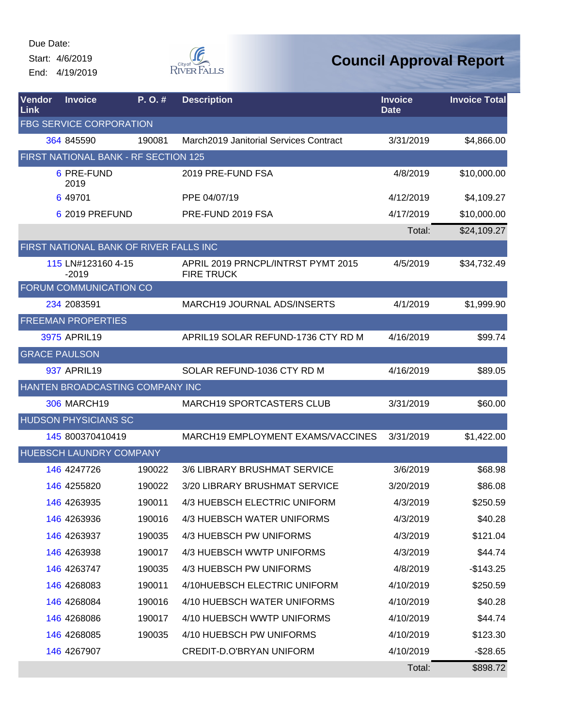Due Date:
Start: 4/6/2019
End: 4/19/2019

# Council Approval Report

| Vendor Link | Invoice | P. O. # | Description | Invoice Date | Invoice Total |
|---|---|---|---|---|---|
| **FBG SERVICE CORPORATION** | | | | | |
| 364 | 845590 | 190081 | March2019 Janitorial Services Contract | 3/31/2019 | $4,866.00 |
| **FIRST NATIONAL BANK - RF SECTION 125** | | | | | |
| 6 | PRE-FUND 2019 | | 2019 PRE-FUND FSA | 4/8/2019 | $10,000.00 |
| 6 | 49701 | | PPE 04/07/19 | 4/12/2019 | $4,109.27 |
| 6 | 2019 PREFUND | | PRE-FUND 2019 FSA | 4/17/2019 | $10,000.00 |
| | | | | Total: | $24,109.27 |
| **FIRST NATIONAL BANK OF RIVER FALLS INC** | | | | | |
| 115 | LN#123160 4-15-2019 | | APRIL 2019 PRNCPL/INTRST PYMT 2015 FIRE TRUCK | 4/5/2019 | $34,732.49 |
| **FORUM COMMUNICATION CO** | | | | | |
| 234 | 2083591 | | MARCH19 JOURNAL ADS/INSERTS | 4/1/2019 | $1,999.90 |
| **FREEMAN PROPERTIES** | | | | | |
| 3975 | APRIL19 | | APRIL19 SOLAR REFUND-1736 CTY RD M | 4/16/2019 | $99.74 |
| **GRACE PAULSON** | | | | | |
| 937 | APRIL19 | | SOLAR REFUND-1036 CTY RD M | 4/16/2019 | $89.05 |
| **HANTEN BROADCASTING COMPANY INC** | | | | | |
| 306 | MARCH19 | | MARCH19 SPORTCASTERS CLUB | 3/31/2019 | $60.00 |
| **HUDSON PHYSICIANS SC** | | | | | |
| 145 | 800370410419 | | MARCH19 EMPLOYMENT EXAMS/VACCINES | 3/31/2019 | $1,422.00 |
| **HUEBSCH LAUNDRY COMPANY** | | | | | |
| 146 | 4247726 | 190022 | 3/6 LIBRARY BRUSHMAT SERVICE | 3/6/2019 | $68.98 |
| 146 | 4255820 | 190022 | 3/20 LIBRARY BRUSHMAT SERVICE | 3/20/2019 | $86.08 |
| 146 | 4263935 | 190011 | 4/3 HUEBSCH ELECTRIC UNIFORM | 4/3/2019 | $250.59 |
| 146 | 4263936 | 190016 | 4/3 HUEBSCH WATER UNIFORMS | 4/3/2019 | $40.28 |
| 146 | 4263937 | 190035 | 4/3 HUEBSCH PW UNIFORMS | 4/3/2019 | $121.04 |
| 146 | 4263938 | 190017 | 4/3 HUEBSCH WWTP UNIFORMS | 4/3/2019 | $44.74 |
| 146 | 4263747 | 190035 | 4/3 HUEBSCH PW UNIFORMS | 4/8/2019 | -$143.25 |
| 146 | 4268083 | 190011 | 4/10HUEBSCH ELECTRIC UNIFORM | 4/10/2019 | $250.59 |
| 146 | 4268084 | 190016 | 4/10 HUEBSCH WATER UNIFORMS | 4/10/2019 | $40.28 |
| 146 | 4268086 | 190017 | 4/10 HUEBSCH WWTP UNIFORMS | 4/10/2019 | $44.74 |
| 146 | 4268085 | 190035 | 4/10 HUEBSCH PW UNIFORMS | 4/10/2019 | $123.30 |
| 146 | 4267907 | | CREDIT-D.O'BRYAN UNIFORM | 4/10/2019 | -$28.65 |
| | | | | Total: | $898.72 |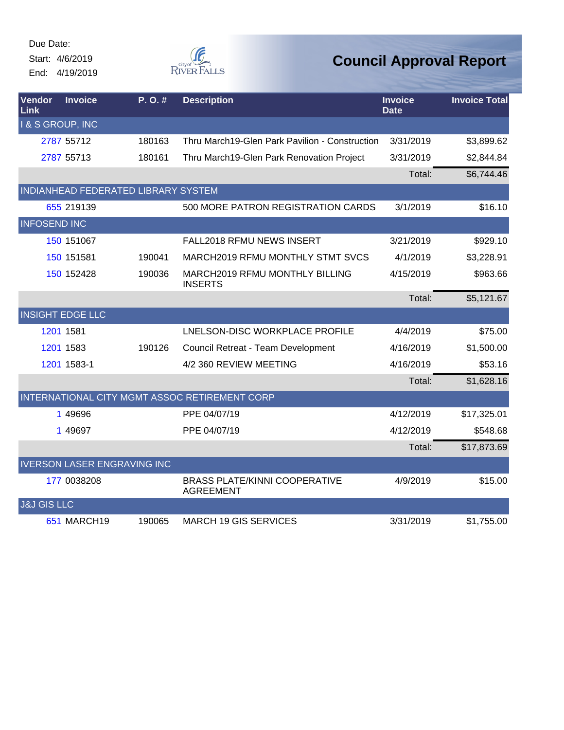Due Date:
Start: 4/6/2019
End: 4/19/2019

# Council Approval Report

| Vendor Link | Invoice | P. O. # | Description | Invoice Date | Invoice Total |
|---|---|---|---|---|---|
| I & S GROUP, INC | | | | | |
| 2787 | 55712 | 180163 | Thru March19-Glen Park Pavilion - Construction | 3/31/2019 | $3,899.62 |
| 2787 | 55713 | 180161 | Thru March19-Glen Park Renovation Project | 3/31/2019 | $2,844.84 |
| | | | | Total: | $6,744.46 |
| INDIANHEAD FEDERATED LIBRARY SYSTEM | | | | | |
| 655 | 219139 | | 500 MORE PATRON REGISTRATION CARDS | 3/1/2019 | $16.10 |
| INFOSEND INC | | | | | |
| 150 | 151067 | | FALL2018 RFMU NEWS INSERT | 3/21/2019 | $929.10 |
| 150 | 151581 | 190041 | MARCH2019 RFMU MONTHLY STMT SVCS | 4/1/2019 | $3,228.91 |
| 150 | 152428 | 190036 | MARCH2019 RFMU MONTHLY BILLING INSERTS | 4/15/2019 | $963.66 |
| | | | | Total: | $5,121.67 |
| INSIGHT EDGE LLC | | | | | |
| 1201 | 1581 | | LNELSON-DISC WORKPLACE PROFILE | 4/4/2019 | $75.00 |
| 1201 | 1583 | 190126 | Council Retreat - Team Development | 4/16/2019 | $1,500.00 |
| 1201 | 1583-1 | | 4/2 360 REVIEW MEETING | 4/16/2019 | $53.16 |
| | | | | Total: | $1,628.16 |
| INTERNATIONAL CITY MGMT ASSOC RETIREMENT CORP | | | | | |
| 1 | 49696 | | PPE 04/07/19 | 4/12/2019 | $17,325.01 |
| 1 | 49697 | | PPE 04/07/19 | 4/12/2019 | $548.68 |
| | | | | Total: | $17,873.69 |
| IVERSON LASER ENGRAVING INC | | | | | |
| 177 | 0038208 | | BRASS PLATE/KINNI COOPERATIVE AGREEMENT | 4/9/2019 | $15.00 |
| J&J GIS LLC | | | | | |
| 651 | MARCH19 | 190065 | MARCH 19 GIS SERVICES | 3/31/2019 | $1,755.00 |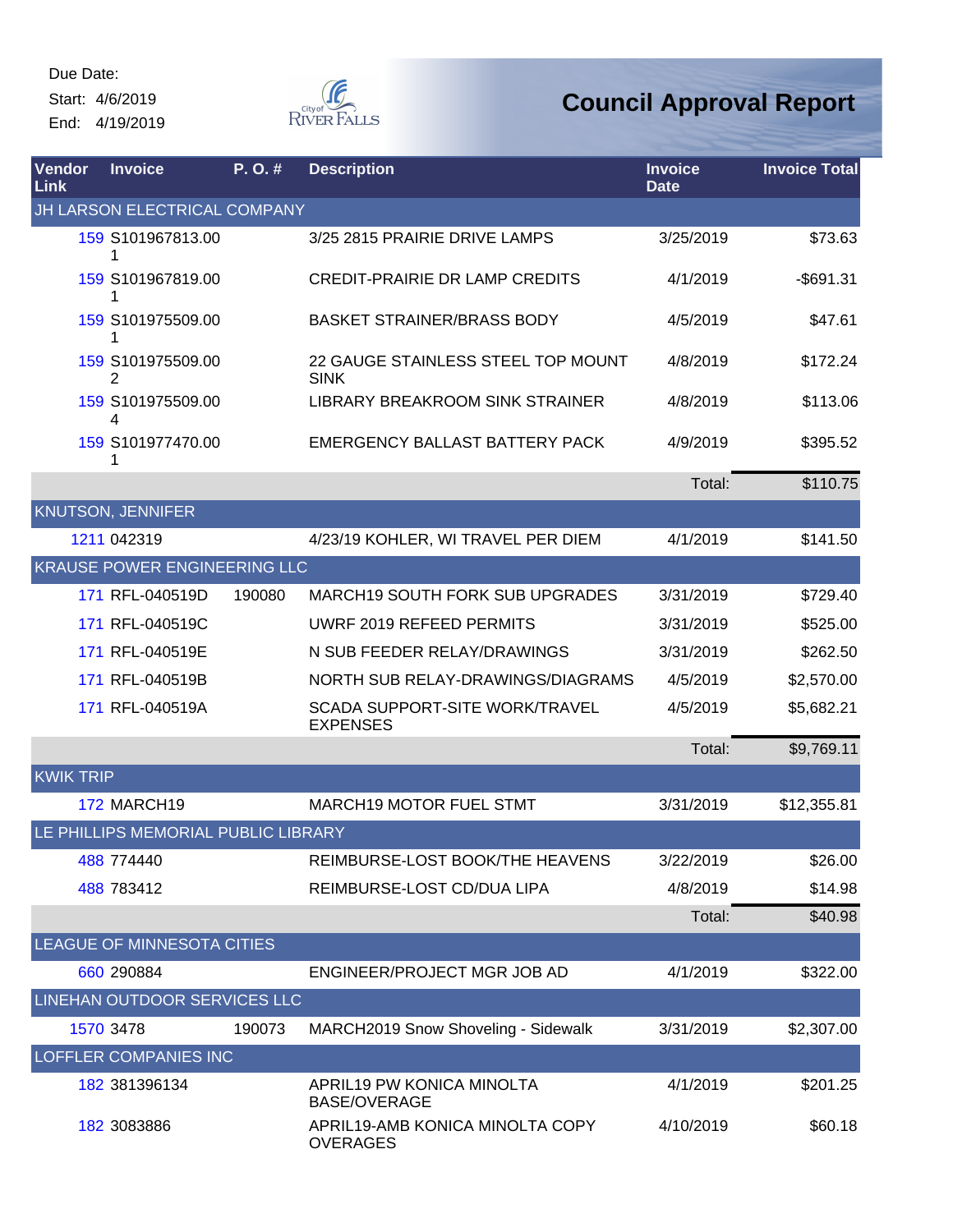Due Date:
Start: 4/6/2019
End: 4/19/2019

City of River Falls

# Council Approval Report

| Vendor Link | Invoice | P. O. # | Description | Invoice Date | Invoice Total |
|---|---|---|---|---|---|
| JH LARSON ELECTRICAL COMPANY | | | | | |
| 159 | S101967813.001 | | 3/25 2815 PRAIRIE DRIVE LAMPS | 3/25/2019 | $73.63 |
| 159 | S101967819.001 | | CREDIT-PRAIRIE DR LAMP CREDITS | 4/1/2019 | -$691.31 |
| 159 | S101975509.001 | | BASKET STRAINER/BRASS BODY | 4/5/2019 | $47.61 |
| 159 | S101975509.002 | | 22 GAUGE STAINLESS STEEL TOP MOUNT SINK | 4/8/2019 | $172.24 |
| 159 | S101975509.004 | | LIBRARY BREAKROOM SINK STRAINER | 4/8/2019 | $113.06 |
| 159 | S101977470.001 | | EMERGENCY BALLAST BATTERY PACK | 4/9/2019 | $395.52 |
| | | | | Total: | $110.75 |
| KNUTSON, JENNIFER | | | | | |
| 1211 | 042319 | | 4/23/19 KOHLER, WI TRAVEL PER DIEM | 4/1/2019 | $141.50 |
| KRAUSE POWER ENGINEERING LLC | | | | | |
| 171 | RFL-040519D | 190080 | MARCH19 SOUTH FORK SUB UPGRADES | 3/31/2019 | $729.40 |
| 171 | RFL-040519C | | UWRF 2019 REFEED PERMITS | 3/31/2019 | $525.00 |
| 171 | RFL-040519E | | N SUB FEEDER RELAY/DRAWINGS | 3/31/2019 | $262.50 |
| 171 | RFL-040519B | | NORTH SUB RELAY-DRAWINGS/DIAGRAMS | 4/5/2019 | $2,570.00 |
| 171 | RFL-040519A | | SCADA SUPPORT-SITE WORK/TRAVEL EXPENSES | 4/5/2019 | $5,682.21 |
| | | | | Total: | $9,769.11 |
| KWIK TRIP | | | | | |
| 172 | MARCH19 | | MARCH19 MOTOR FUEL STMT | 3/31/2019 | $12,355.81 |
| LE PHILLIPS MEMORIAL PUBLIC LIBRARY | | | | | |
| 488 | 774440 | | REIMBURSE-LOST BOOK/THE HEAVENS | 3/22/2019 | $26.00 |
| 488 | 783412 | | REIMBURSE-LOST CD/DUA LIPA | 4/8/2019 | $14.98 |
| | | | | Total: | $40.98 |
| LEAGUE OF MINNESOTA CITIES | | | | | |
| 660 | 290884 | | ENGINEER/PROJECT MGR JOB AD | 4/1/2019 | $322.00 |
| LINEHAN OUTDOOR SERVICES LLC | | | | | |
| 1570 | 3478 | 190073 | MARCH2019 Snow Shoveling - Sidewalk | 3/31/2019 | $2,307.00 |
| LOFFLER COMPANIES INC | | | | | |
| 182 | 381396134 | | APRIL19 PW KONICA MINOLTA BASE/OVERAGE | 4/1/2019 | $201.25 |
| 182 | 3083886 | | APRIL19-AMB KONICA MINOLTA COPY OVERAGES | 4/10/2019 | $60.18 |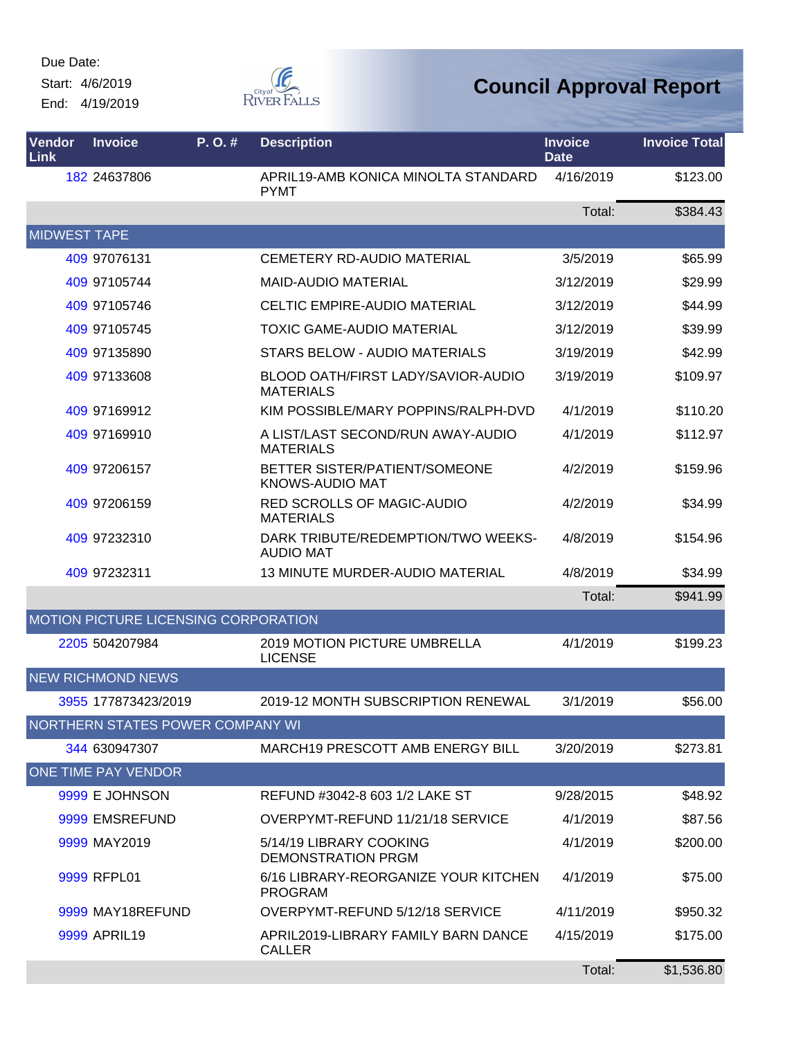Due Date:
Start: 4/6/2019
End: 4/19/2019

City of River Falls

# Council Approval Report

| Vendor Link | Invoice | P. O. # | Description | Invoice Date | Invoice Total |
|---|---|---|---|---|---|
| 182 | 24637806 | | APRIL19-AMB KONICA MINOLTA STANDARD PYMT | 4/16/2019 | $123.00 |
| | | | | Total: | $384.43 |
| MIDWEST TAPE | | | | | |
| 409 | 97076131 | | CEMETERY RD-AUDIO MATERIAL | 3/5/2019 | $65.99 |
| 409 | 97105744 | | MAID-AUDIO MATERIAL | 3/12/2019 | $29.99 |
| 409 | 97105746 | | CELTIC EMPIRE-AUDIO MATERIAL | 3/12/2019 | $44.99 |
| 409 | 97105745 | | TOXIC GAME-AUDIO MATERIAL | 3/12/2019 | $39.99 |
| 409 | 97135890 | | STARS BELOW - AUDIO MATERIALS | 3/19/2019 | $42.99 |
| 409 | 97133608 | | BLOOD OATH/FIRST LADY/SAVIOR-AUDIO MATERIALS | 3/19/2019 | $109.97 |
| 409 | 97169912 | | KIM POSSIBLE/MARY POPPINS/RALPH-DVD | 4/1/2019 | $110.20 |
| 409 | 97169910 | | A LIST/LAST SECOND/RUN AWAY-AUDIO MATERIALS | 4/1/2019 | $112.97 |
| 409 | 97206157 | | BETTER SISTER/PATIENT/SOMEONE KNOWS-AUDIO MAT | 4/2/2019 | $159.96 |
| 409 | 97206159 | | RED SCROLLS OF MAGIC-AUDIO MATERIALS | 4/2/2019 | $34.99 |
| 409 | 97232310 | | DARK TRIBUTE/REDEMPTION/TWO WEEKS-AUDIO MAT | 4/8/2019 | $154.96 |
| 409 | 97232311 | | 13 MINUTE MURDER-AUDIO MATERIAL | 4/8/2019 | $34.99 |
| | | | | Total: | $941.99 |
| MOTION PICTURE LICENSING CORPORATION | | | | | |
| 2205 | 504207984 | | 2019 MOTION PICTURE UMBRELLA LICENSE | 4/1/2019 | $199.23 |
| NEW RICHMOND NEWS | | | | | |
| 3955 | 177873423/2019 | | 2019-12 MONTH SUBSCRIPTION RENEWAL | 3/1/2019 | $56.00 |
| NORTHERN STATES POWER COMPANY WI | | | | | |
| 344 | 630947307 | | MARCH19 PRESCOTT AMB ENERGY BILL | 3/20/2019 | $273.81 |
| ONE TIME PAY VENDOR | | | | | |
| 9999 | E JOHNSON | | REFUND #3042-8 603 1/2 LAKE ST | 9/28/2015 | $48.92 |
| 9999 | EMSREFUND | | OVERPYMT-REFUND 11/21/18 SERVICE | 4/1/2019 | $87.56 |
| 9999 | MAY2019 | | 5/14/19 LIBRARY COOKING DEMONSTRATION PRGM | 4/1/2019 | $200.00 |
| 9999 | RFPL01 | | 6/16 LIBRARY-REORGANIZE YOUR KITCHEN PROGRAM | 4/1/2019 | $75.00 |
| 9999 | MAY18REFUND | | OVERPYMT-REFUND 5/12/18 SERVICE | 4/11/2019 | $950.32 |
| 9999 | APRIL19 | | APRIL2019-LIBRARY FAMILY BARN DANCE CALLER | 4/15/2019 | $175.00 |
| | | | | Total: | $1,536.80 |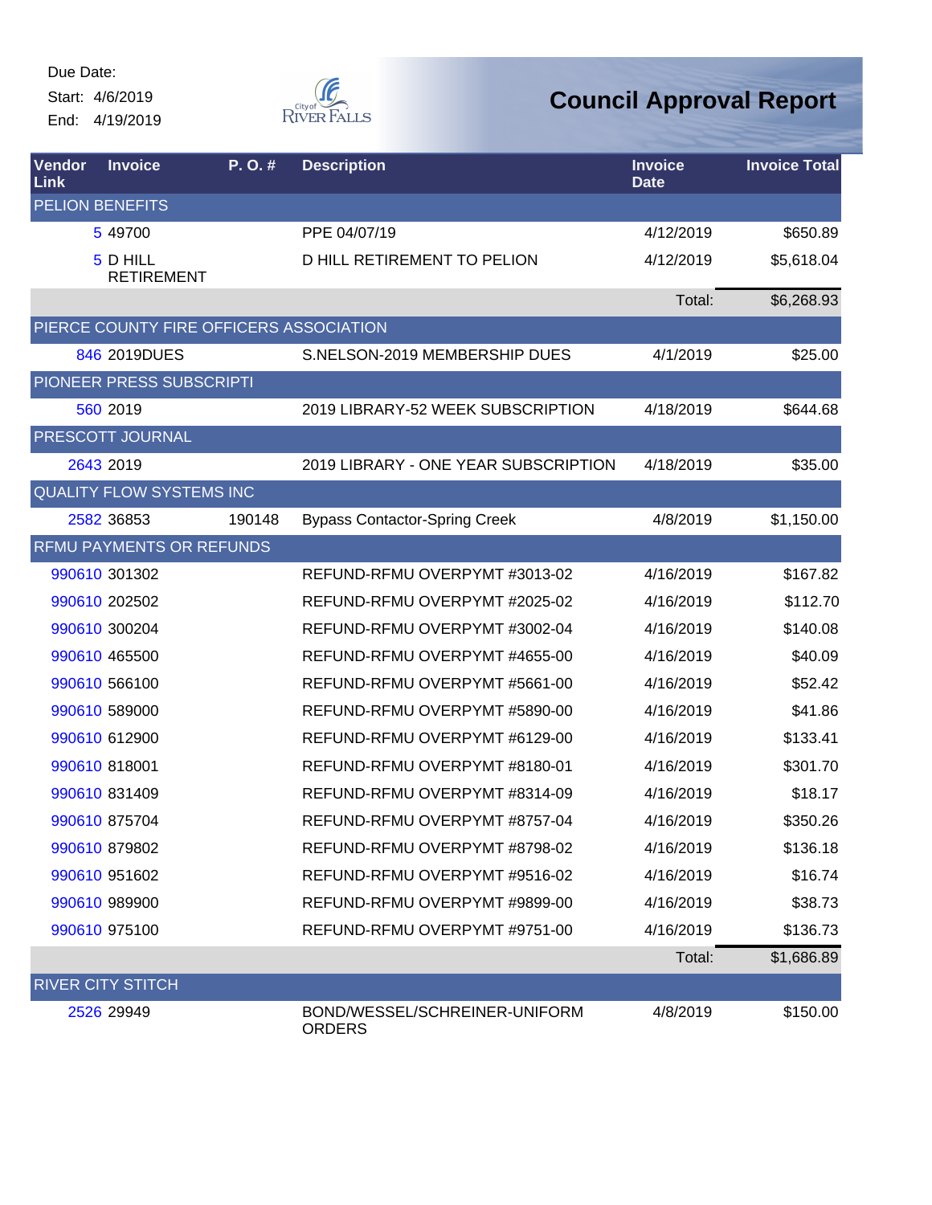Due Date:
Start: 4/6/2019
End: 4/19/2019

# Council Approval Report

| Vendor Link | Invoice | P. O. # | Description | Invoice Date | Invoice Total |
|---|---|---|---|---|---|
| PELION BENEFITS | | | | | |
| 5 | 49700 | | PPE 04/07/19 | 4/12/2019 | $650.89 |
| 5 | D HILL RETIREMENT | | D HILL RETIREMENT TO PELION | 4/12/2019 | $5,618.04 |
| | | | | Total: | $6,268.93 |
| PIERCE COUNTY FIRE OFFICERS ASSOCIATION | | | | | |
| 846 | 2019DUES | | S.NELSON-2019 MEMBERSHIP DUES | 4/1/2019 | $25.00 |
| PIONEER PRESS SUBSCRIPTI | | | | | |
| 560 | 2019 | | 2019 LIBRARY-52 WEEK SUBSCRIPTION | 4/18/2019 | $644.68 |
| PRESCOTT JOURNAL | | | | | |
| 2643 | 2019 | | 2019 LIBRARY - ONE YEAR SUBSCRIPTION | 4/18/2019 | $35.00 |
| QUALITY FLOW SYSTEMS INC | | | | | |
| 2582 | 36853 | 190148 | Bypass Contactor-Spring Creek | 4/8/2019 | $1,150.00 |
| RFMU PAYMENTS OR REFUNDS | | | | | |
| 990610 | 301302 | | REFUND-RFMU OVERPYMT #3013-02 | 4/16/2019 | $167.82 |
| 990610 | 202502 | | REFUND-RFMU OVERPYMT #2025-02 | 4/16/2019 | $112.70 |
| 990610 | 300204 | | REFUND-RFMU OVERPYMT #3002-04 | 4/16/2019 | $140.08 |
| 990610 | 465500 | | REFUND-RFMU OVERPYMT #4655-00 | 4/16/2019 | $40.09 |
| 990610 | 566100 | | REFUND-RFMU OVERPYMT #5661-00 | 4/16/2019 | $52.42 |
| 990610 | 589000 | | REFUND-RFMU OVERPYMT #5890-00 | 4/16/2019 | $41.86 |
| 990610 | 612900 | | REFUND-RFMU OVERPYMT #6129-00 | 4/16/2019 | $133.41 |
| 990610 | 818001 | | REFUND-RFMU OVERPYMT #8180-01 | 4/16/2019 | $301.70 |
| 990610 | 831409 | | REFUND-RFMU OVERPYMT #8314-09 | 4/16/2019 | $18.17 |
| 990610 | 875704 | | REFUND-RFMU OVERPYMT #8757-04 | 4/16/2019 | $350.26 |
| 990610 | 879802 | | REFUND-RFMU OVERPYMT #8798-02 | 4/16/2019 | $136.18 |
| 990610 | 951602 | | REFUND-RFMU OVERPYMT #9516-02 | 4/16/2019 | $16.74 |
| 990610 | 989900 | | REFUND-RFMU OVERPYMT #9899-00 | 4/16/2019 | $38.73 |
| 990610 | 975100 | | REFUND-RFMU OVERPYMT #9751-00 | 4/16/2019 | $136.73 |
| | | | | Total: | $1,686.89 |
| RIVER CITY STITCH | | | | | |
| 2526 | 29949 | | BOND/WESSEL/SCHREINER-UNIFORM ORDERS | 4/8/2019 | $150.00 |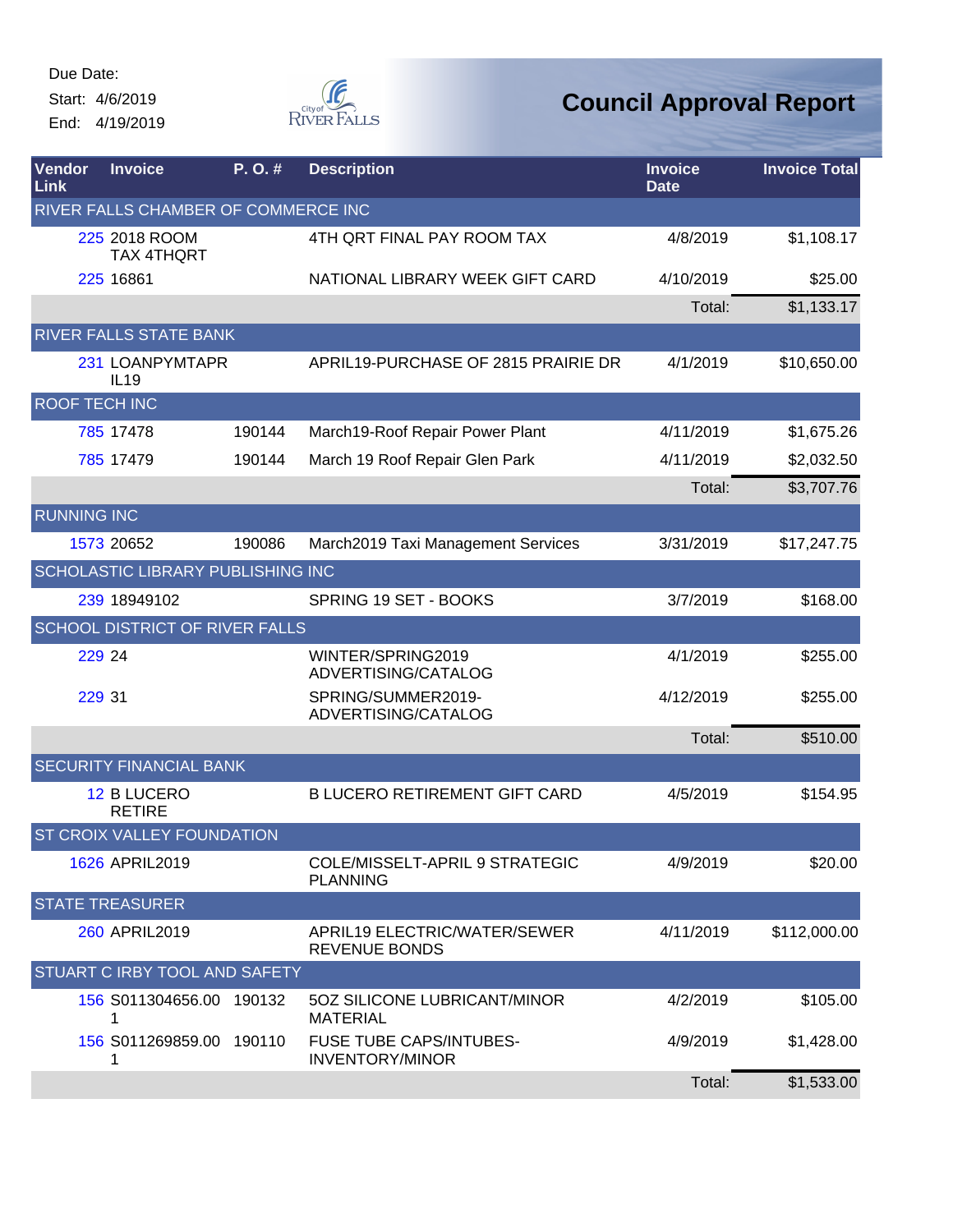Due Date:
Start: 4/6/2019
End: 4/19/2019

City of River Falls

# Council Approval Report

| Vendor Link | Invoice | P. O. # | Description | Invoice Date | Invoice Total |
|---|---|---|---|---|---|
| RIVER FALLS CHAMBER OF COMMERCE INC | | | | | |
| 225 | 2018 ROOM TAX 4THQRT | | 4TH QRT FINAL PAY ROOM TAX | 4/8/2019 | $1,108.17 |
| 225 | 16861 | | NATIONAL LIBRARY WEEK GIFT CARD | 4/10/2019 | $25.00 |
| | | | | Total: | $1,133.17 |
| RIVER FALLS STATE BANK | | | | | |
| 231 | LOANPYMTAPR IL19 | | APRIL19-PURCHASE OF 2815 PRAIRIE DR | 4/1/2019 | $10,650.00 |
| ROOF TECH INC | | | | | |
| 785 | 17478 | 190144 | March19-Roof Repair Power Plant | 4/11/2019 | $1,675.26 |
| 785 | 17479 | 190144 | March 19 Roof Repair Glen Park | 4/11/2019 | $2,032.50 |
| | | | | Total: | $3,707.76 |
| RUNNING INC | | | | | |
| 1573 | 20652 | 190086 | March2019 Taxi Management Services | 3/31/2019 | $17,247.75 |
| SCHOLASTIC LIBRARY PUBLISHING INC | | | | | |
| 239 | 18949102 | | SPRING 19 SET - BOOKS | 3/7/2019 | $168.00 |
| SCHOOL DISTRICT OF RIVER FALLS | | | | | |
| 229 | 24 | | WINTER/SPRING2019 ADVERTISING/CATALOG | 4/1/2019 | $255.00 |
| 229 | 31 | | SPRING/SUMMER2019-ADVERTISING/CATALOG | 4/12/2019 | $255.00 |
| | | | | Total: | $510.00 |
| SECURITY FINANCIAL BANK | | | | | |
| 12 | B LUCERO RETIRE | | B LUCERO RETIREMENT GIFT CARD | 4/5/2019 | $154.95 |
| ST CROIX VALLEY FOUNDATION | | | | | |
| 1626 | APRIL2019 | | COLE/MISSELT-APRIL 9 STRATEGIC PLANNING | 4/9/2019 | $20.00 |
| STATE TREASURER | | | | | |
| 260 | APRIL2019 | | APRIL19 ELECTRIC/WATER/SEWER REVENUE BONDS | 4/11/2019 | $112,000.00 |
| STUART C IRBY TOOL AND SAFETY | | | | | |
| 156 | S011304656.001 | 190132 | 5OZ SILICONE LUBRICANT/MINOR MATERIAL | 4/2/2019 | $105.00 |
| 156 | S011269859.001 | 190110 | FUSE TUBE CAPS/INTUBES-INVENTORY/MINOR | 4/9/2019 | $1,428.00 |
| | | | | Total: | $1,533.00 |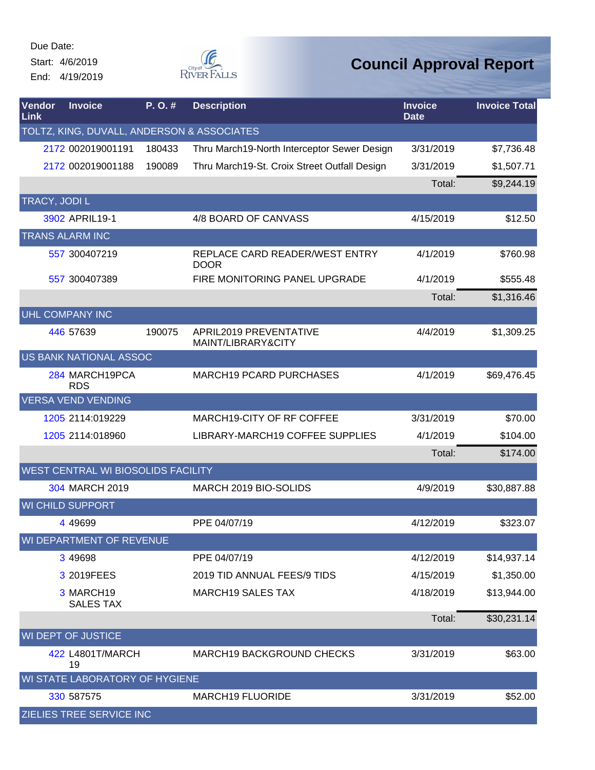Due Date:
Start: 4/6/2019
End: 4/19/2019

# Council Approval Report

| Vendor Link | Invoice | P. O. # | Description | Invoice Date | Invoice Total |
|---|---|---|---|---|---|
| TOLTZ, KING, DUVALL, ANDERSON & ASSOCIATES | | | | | |
| 2172 | 002019001191 | 180433 | Thru March19-North Interceptor Sewer Design | 3/31/2019 | $7,736.48 |
| 2172 | 002019001188 | 190089 | Thru March19-St. Croix Street Outfall Design | 3/31/2019 | $1,507.71 |
| | | | | Total: | $9,244.19 |
| TRACY, JODI L | | | | | |
| 3902 | APRIL19-1 | | 4/8 BOARD OF CANVASS | 4/15/2019 | $12.50 |
| TRANS ALARM INC | | | | | |
| 557 | 300407219 | | REPLACE CARD READER/WEST ENTRY DOOR | 4/1/2019 | $760.98 |
| 557 | 300407389 | | FIRE MONITORING PANEL UPGRADE | 4/1/2019 | $555.48 |
| | | | | Total: | $1,316.46 |
| UHL COMPANY INC | | | | | |
| 446 | 57639 | 190075 | APRIL2019 PREVENTATIVE MAINT/LIBRARY&CITY | 4/4/2019 | $1,309.25 |
| US BANK NATIONAL ASSOC | | | | | |
| 284 | MARCH19PCARDS | | MARCH19 PCARD PURCHASES | 4/1/2019 | $69,476.45 |
| VERSA VEND VENDING | | | | | |
| 1205 | 2114:019229 | | MARCH19-CITY OF RF COFFEE | 3/31/2019 | $70.00 |
| 1205 | 2114:018960 | | LIBRARY-MARCH19 COFFEE SUPPLIES | 4/1/2019 | $104.00 |
| | | | | Total: | $174.00 |
| WEST CENTRAL WI BIOSOLIDS FACILITY | | | | | |
| 304 | MARCH 2019 | | MARCH 2019 BIO-SOLIDS | 4/9/2019 | $30,887.88 |
| WI CHILD SUPPORT | | | | | |
| 4 | 49699 | | PPE 04/07/19 | 4/12/2019 | $323.07 |
| WI DEPARTMENT OF REVENUE | | | | | |
| 3 | 49698 | | PPE 04/07/19 | 4/12/2019 | $14,937.14 |
| 3 | 2019FEES | | 2019 TID ANNUAL FEES/9 TIDS | 4/15/2019 | $1,350.00 |
| 3 | MARCH19 SALES TAX | | MARCH19 SALES TAX | 4/18/2019 | $13,944.00 |
| | | | | Total: | $30,231.14 |
| WI DEPT OF JUSTICE | | | | | |
| 422 | L4801T/MARCH 19 | | MARCH19 BACKGROUND CHECKS | 3/31/2019 | $63.00 |
| WI STATE LABORATORY OF HYGIENE | | | | | |
| 330 | 587575 | | MARCH19 FLUORIDE | 3/31/2019 | $52.00 |
| ZIELIES TREE SERVICE INC | | | | | |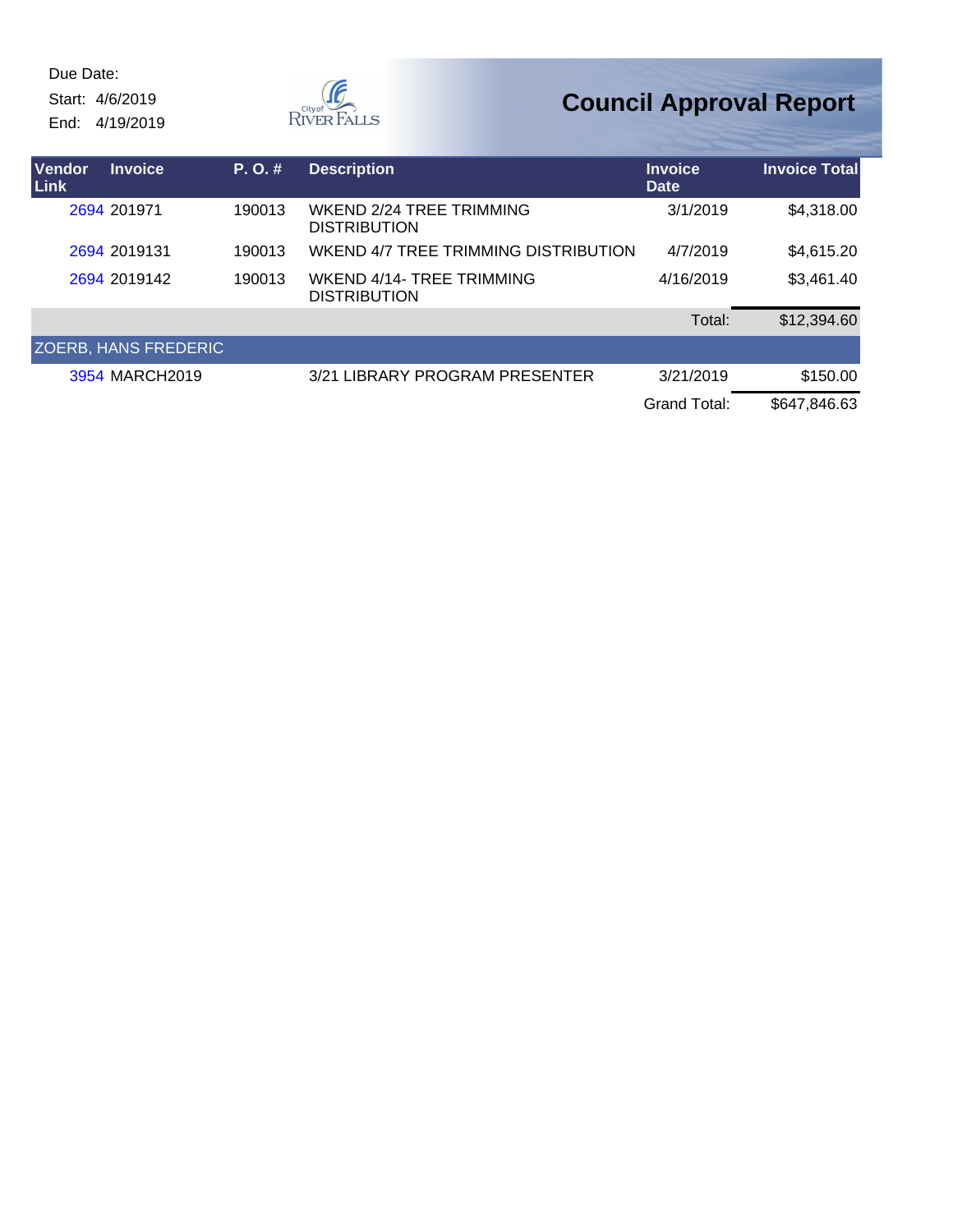Due Date:

Start: 4/6/2019

End: 4/19/2019

City of River Falls

# Council Approval Report

| Vendor Link | Invoice | P. O. # | Description | Invoice Date | Invoice Total |
|---|---|---|---|---|---|
| 2694 | 201971 | 190013 | WKEND 2/24 TREE TRIMMING DISTRIBUTION | 3/1/2019 | $4,318.00 |
| 2694 | 2019131 | 190013 | WKEND 4/7 TREE TRIMMING DISTRIBUTION | 4/7/2019 | $4,615.20 |
| 2694 | 2019142 | 190013 | WKEND 4/14- TREE TRIMMING DISTRIBUTION | 4/16/2019 | $3,461.40 |
| | | | | Total: | $12,394.60 |
| ZOERB, HANS FREDERIC | | | | | |
| 3954 | MARCH2019 | | 3/21 LIBRARY PROGRAM PRESENTER | 3/21/2019 | $150.00 |
| | | | | Grand Total: | $647,846.63 |